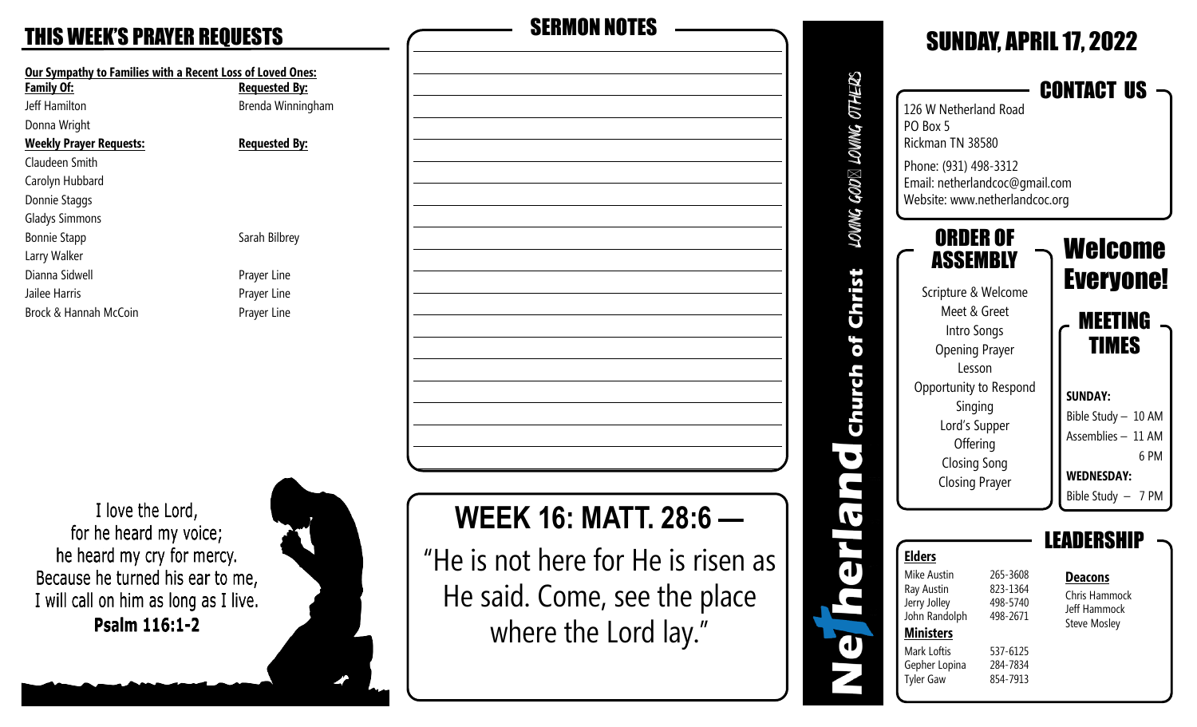# THIS WEEK'S PRAYER REQUESTS

**Our Sympathy to Families with a Recent Loss of Loved Ones:**

| Family Of: | Requested By: |
|---|---|
| Jeff Hamilton | Brenda Winningham |
| Donna Wright | |

| Weekly Prayer Requests: | Requested By: |
|---|---|
| Claudeen Smith | |
| Carolyn Hubbard | |
| Donnie Staggs | |
| Gladys Simmons | |
| Bonnie Stapp | Sarah Bilbrey |
| Larry Walker | |
| Dianna Sidwell | Prayer Line |
| Jailee Harris | Prayer Line |
| Brock & Hannah McCoin | Prayer Line |

I love the Lord,
for he heard my voice;
he heard my cry for mercy.
Because he turned his ear to me,
I will call on him as long as I live.
**Psalm 116:1-2**

# SERMON NOTES

# WEEK 16: MATT. 28:6 —

"He is not here for He is risen as He said. Come, see the place where the Lord lay."

**Netherland Church of Christ** — LOVING GOD, LOVING OTHERS

# SUNDAY, APRIL 17, 2022

## CONTACT US

126 W Netherland Road
PO Box 5
Rickman TN 38580

Phone: (931) 498-3312
Email: netherlandcoc@gmail.com
Website: www.netherlandcoc.org

## ORDER OF ASSEMBLY

Scripture & Welcome
Meet & Greet
Intro Songs
Opening Prayer
Lesson
Opportunity to Respond
Singing
Lord's Supper
Offering
Closing Song
Closing Prayer

## Welcome Everyone!

## MEETING TIMES

**SUNDAY:**
Bible Study – 10 AM
Assemblies – 11 AM
6 PM

**WEDNESDAY:**
Bible Study – 7 PM

## LEADERSHIP

**Elders**

| | |
|---|---|
| Mike Austin | 265-3608 |
| Ray Austin | 823-1364 |
| Jerry Jolley | 498-5740 |
| John Randolph | 498-2671 |

**Ministers**

| | |
|---|---|
| Mark Loftis | 537-6125 |
| Gepher Lopina | 284-7834 |
| Tyler Gaw | 854-7913 |

**Deacons**

Chris Hammock
Jeff Hammock
Steve Mosley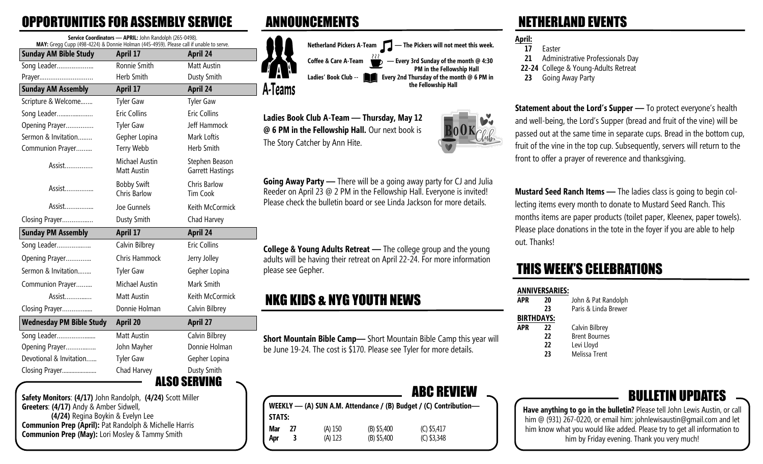# OPPORTUNITIES FOR ASSEMBLY SERVICE

**Service Coordinators — APRIL:** John Randolph (265-0498).
**MAY:** Gregg Cupp (498-4224) & Donnie Holman (445-4959). Please call if unable to serve.

| Sunday AM Bible Study | April 17 | April 24 |
|---|---|---|
| Song Leader.................... | Ronnie Smith | Matt Austin |
| Prayer............................ | Herb Smith | Dusty Smith |

| Sunday AM Assembly | April 17 | April 24 |
|---|---|---|
| Scripture & Welcome....... | Tyler Gaw | Tyler Gaw |
| Song Leader.................... | Eric Collins | Eric Collins |
| Opening Prayer............... | Tyler Gaw | Jeff Hammock |
| Sermon & Invitation........ | Gepher Lopina | Mark Loftis |
| Communion Prayer......... | Terry Webb | Herb Smith |
| Assist............... | Michael Austin, Matt Austin | Stephen Beason, Garrett Hastings |
| Assist............... | Bobby Swift, Chris Barlow | Chris Barlow, Tim Cook |
| Assist............... | Joe Gunnels | Keith McCormick |
| Closing Prayer................. | Dusty Smith | Chad Harvey |

| Sunday PM Assembly | April 17 | April 24 |
|---|---|---|
| Song Leader.................. | Calvin Bilbrey | Eric Collins |
| Opening Prayer.............. | Chris Hammock | Jerry Jolley |
| Sermon & Invitation........ | Tyler Gaw | Gepher Lopina |
| Communion Prayer......... | Michael Austin | Mark Smith |
| Assist............... | Matt Austin | Keith McCormick |
| Closing Prayer................ | Donnie Holman | Calvin Bilbrey |

| Wednesday PM Bible Study | April 20 | April 27 |
|---|---|---|
| Song Leader..................... | Matt Austin | Calvin Bilbrey |
| Opening Prayer................. | John Mayher | Donnie Holman |
| Devotional & Invitation...... | Tyler Gaw | Gepher Lopina |
| Closing Prayer..................... | Chad Harvey | Dusty Smith |

## ALSO SERVING

**Safety Monitors**: **(4/17)** John Randolph, **(4/24)** Scott Miller
**Greeters**: **(4/17)** Andy & Amber Sidwell,
**(4/24)** Regina Boykin & Evelyn Lee
**Communion Prep (April):** Pat Randolph & Michelle Harris
**Communion Prep (May):** Lori Mosley & Tammy Smith

# ANNOUNCEMENTS

A-Teams

**Netherland Pickers A-Team — The Pickers will not meet this week.**

**Coffee & Care A-Team — Every 3rd Sunday of the month @ 4:30 PM in the Fellowship Hall**

**Ladies' Book Club -- Every 2nd Thursday of the month @ 6 PM in the Fellowship Hall**

**Ladies Book Club A-Team — Thursday, May 12 @ 6 PM in the Fellowship Hall.** Our next book is The Story Catcher by Ann Hite.

**Going Away Party —** There will be a going away party for CJ and Julia Reeder on April 23 @ 2 PM in the Fellowship Hall. Everyone is invited! Please check the bulletin board or see Linda Jackson for more details.

**College & Young Adults Retreat —** The college group and the young adults will be having their retreat on April 22-24. For more information please see Gepher.

# NKG KIDS & NYG YOUTH NEWS

**Short Mountain Bible Camp—** Short Mountain Bible Camp this year will be June 19-24. The cost is $170. Please see Tyler for more details.

## ABC REVIEW

**WEEKLY — (A) SUN A.M. Attendance / (B) Budget / (C) Contribution—**

**STATS:**

| | | | | |
|---|---|---|---|---|
| **Mar** | **27** | (A) 150 | (B) $5,400 | (C) $5,417 |
| **Apr** | **3** | (A) 123 | (B) $5,400 | (C) $3,348 |

# NETHERLAND EVENTS

**April:**

- **17** Easter
- **21** Administrative Professionals Day
- **22-24** College & Young-Adults Retreat
- **23** Going Away Party

**Statement about the Lord's Supper —** To protect everyone's health and well-being, the Lord's Supper (bread and fruit of the vine) will be passed out at the same time in separate cups. Bread in the bottom cup, fruit of the vine in the top cup. Subsequently, servers will return to the front to offer a prayer of reverence and thanksgiving.

**Mustard Seed Ranch Items —** The ladies class is going to begin collecting items every month to donate to Mustard Seed Ranch. This months items are paper products (toilet paper, Kleenex, paper towels). Please place donations in the tote in the foyer if you are able to help out. Thanks!

# THIS WEEK'S CELEBRATIONS

**ANNIVERSARIES:**

| | | |
|---|---|---|
| **APR** | **20** | John & Pat Randolph |
| | **23** | Paris & Linda Brewer |

**BIRTHDAYS:**

| | | |
|---|---|---|
| **APR** | **22** | Calvin Bilbrey |
| | **22** | Brent Bournes |
| | **22** | Levi Lloyd |
| | **23** | Melissa Trent |

## BULLETIN UPDATES

**Have anything to go in the bulletin?** Please tell John Lewis Austin, or call him @ (931) 267-0220, or email him: johnlewisaustin@gmail.com and let him know what you would like added. Please try to get all information to him by Friday evening. Thank you very much!